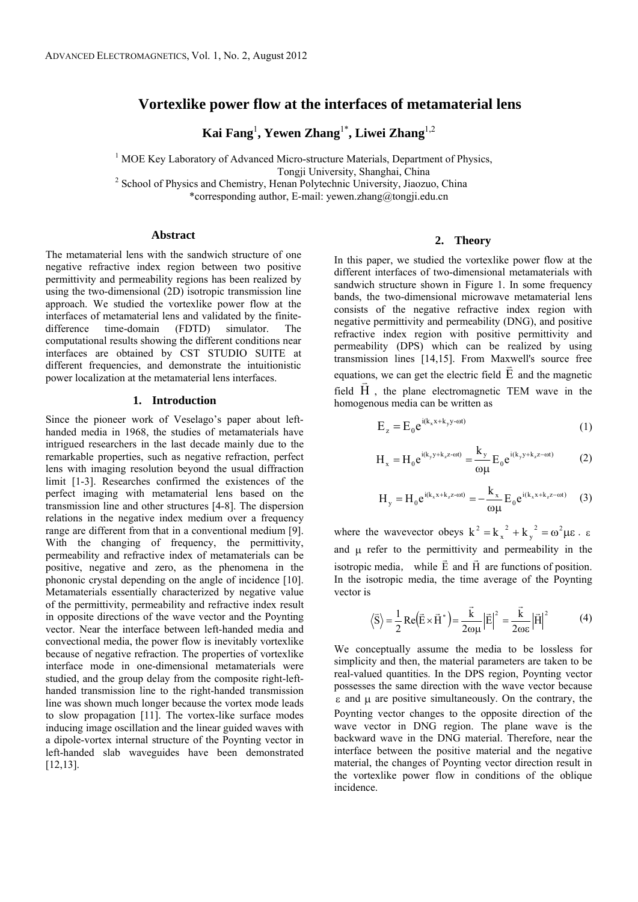# Vortexlike power flow at the interfaces of metamaterial lens

**Kai Fang**[1], **Yewen Zhang**[1*], **Liwei Zhang**[1,2]

[1] MOE Key Laboratory of Advanced Micro-structure Materials, Department of Physics, Tongji University, Shanghai, China
[2] School of Physics and Chemistry, Henan Polytechnic University, Jiaozuo, China
*corresponding author, E-mail: yewen.zhang@tongji.edu.cn

## Abstract

The metamaterial lens with the sandwich structure of one negative refractive index region between two positive permittivity and permeability regions has been realized by using the two-dimensional (2D) isotropic transmission line approach. We studied the vortexlike power flow at the interfaces of metamaterial lens and validated by the finite-difference time-domain (FDTD) simulator. The computational results showing the different conditions near interfaces are obtained by CST STUDIO SUITE at different frequencies, and demonstrate the intuitionistic power localization at the metamaterial lens interfaces.

## 1. Introduction

Since the pioneer work of Veselago's paper about left-handed media in 1968, the studies of metamaterials have intrigued researchers in the last decade mainly due to the remarkable properties, such as negative refraction, perfect lens with imaging resolution beyond the usual diffraction limit [1-3]. Researches confirmed the existences of the perfect imaging with metamaterial lens based on the transmission line and other structures [4-8]. The dispersion relations in the negative index medium over a frequency range are different from that in a conventional medium [9]. With the changing of frequency, the permittivity, permeability and refractive index of metamaterials can be positive, negative and zero, as the phenomena in the phononic crystal depending on the angle of incidence [10]. Metamaterials essentially characterized by negative value of the permittivity, permeability and refractive index result in opposite directions of the wave vector and the Poynting vector. Near the interface between left-handed media and convectional media, the power flow is inevitably vortexlike because of negative refraction. The properties of vortexlike interface mode in one-dimensional metamaterials were studied, and the group delay from the composite right-left-handed transmission line to the right-handed transmission line was shown much longer because the vortex mode leads to slow propagation [11]. The vortex-like surface modes inducing image oscillation and the linear guided waves with a dipole-vortex internal structure of the Poynting vector in left-handed slab waveguides have been demonstrated [12,13].

## 2. Theory

In this paper, we studied the vortexlike power flow at the different interfaces of two-dimensional metamaterials with sandwich structure shown in Figure 1. In some frequency bands, the two-dimensional microwave metamaterial lens consists of the negative refractive index region with negative permittivity and permeability (DNG), and positive refractive index region with positive permittivity and permeability (DPS) which can be realized by using transmission lines [14,15]. From Maxwell's source free equations, we can get the electric field $\vec{E}$ and the magnetic field $\vec{H}$, the plane electromagnetic TEM wave in the homogenous media can be written as

$$E_z = E_0 e^{i(k_x x + k_y y - \omega t)} \tag{1}$$

$$H_x = H_0 e^{i(k_y y + k_z z - \omega t)} = \frac{k_y}{\omega\mu} E_0 e^{i(k_y y + k_z z - \omega t)} \tag{2}$$

$$H_y = H_0 e^{i(k_x x + k_z z - \omega t)} = -\frac{k_x}{\omega\mu} E_0 e^{i(k_x x + k_z z - \omega t)} \tag{3}$$

where the wavevector obeys $k^2 = k_x^{\ 2} + k_y^{\ 2} = \omega^2 \mu\varepsilon$. $\varepsilon$ and $\mu$ refer to the permittivity and permeability in the isotropic media, while $\vec{E}$ and $\vec{H}$ are functions of position. In the isotropic media, the time average of the Poynting vector is

$$\langle \vec{S} \rangle = \frac{1}{2}\mathrm{Re}\left(\vec{E} \times \vec{H}^*\right) = \frac{\vec{k}}{2\omega\mu}\left|\vec{E}\right|^2 = \frac{\vec{k}}{2\omega\varepsilon}\left|\vec{H}\right|^2 \tag{4}$$

We conceptually assume the media to be lossless for simplicity and then, the material parameters are taken to be real-valued quantities. In the DPS region, Poynting vector possesses the same direction with the wave vector because $\varepsilon$ and $\mu$ are positive simultaneously. On the contrary, the Poynting vector changes to the opposite direction of the wave vector in DNG region. The plane wave is the backward wave in the DNG material. Therefore, near the interface between the positive material and the negative material, the changes of Poynting vector direction result in the vortexlike power flow in conditions of the oblique incidence.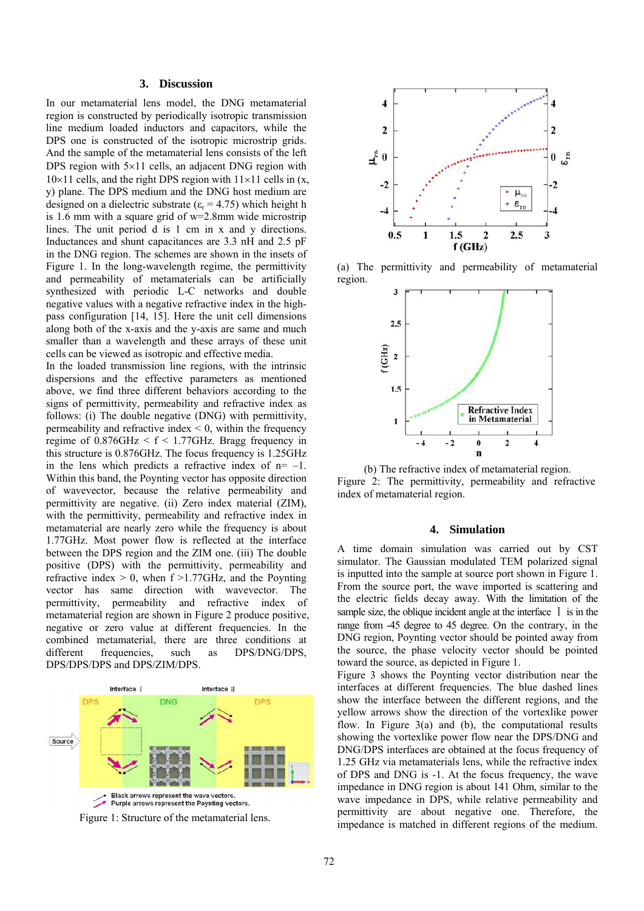## 3. Discussion

In our metamaterial lens model, the DNG metamaterial region is constructed by periodically isotropic transmission line medium loaded inductors and capacitors, while the DPS one is constructed of the isotropic microstrip grids. And the sample of the metamaterial lens consists of the left DPS region with 5×11 cells, an adjacent DNG region with 10×11 cells, and the right DPS region with 11×11 cells in (x, y) plane. The DPS medium and the DNG host medium are designed on a dielectric substrate ($\varepsilon_r = 4.75$) which height h is 1.6 mm with a square grid of w=2.8mm wide microstrip lines. The unit period d is 1 cm in x and y directions. Inductances and shunt capacitances are 3.3 nH and 2.5 pF in the DNG region. The schemes are shown in the insets of Figure 1. In the long-wavelength regime, the permittivity and permeability of metamaterials can be artificially synthesized with periodic L-C networks and double negative values with a negative refractive index in the high-pass configuration [14, 15]. Here the unit cell dimensions along both of the x-axis and the y-axis are same and much smaller than a wavelength and these arrays of these unit cells can be viewed as isotropic and effective media.

In the loaded transmission line regions, with the intrinsic dispersions and the effective parameters as mentioned above, we find three different behaviors according to the signs of permittivity, permeability and refractive index as follows: (i) The double negative (DNG) with permittivity, permeability and refractive index < 0, within the frequency regime of 0.876GHz < f < 1.77GHz. Bragg frequency in this structure is 0.876GHz. The focus frequency is 1.25GHz in the lens which predicts a refractive index of n= –1. Within this band, the Poynting vector has opposite direction of wavevector, because the relative permeability and permittivity are negative. (ii) Zero index material (ZIM), with the permittivity, permeability and refractive index in metamaterial are nearly zero while the frequency is about 1.77GHz. Most power flow is reflected at the interface between the DPS region and the ZIM one. (iii) The double positive (DPS) with the permittivity, permeability and refractive index > 0, when f >1.77GHz, and the Poynting vector has same direction with wavevector. The permittivity, permeability and refractive index of metamaterial region are shown in Figure 2 produce positive, negative or zero value at different frequencies. In the combined metamaterial, there are three conditions at different frequencies, such as DPS/DNG/DPS, DPS/DPS/DPS and DPS/ZIM/DPS.

Figure 1: Structure of the metamaterial lens.

(a) The permittivity and permeability of metamaterial region.

(b) The refractive index of metamaterial region.

Figure 2: The permittivity, permeability and refractive index of metamaterial region.

## 4. Simulation

A time domain simulation was carried out by CST simulator. The Gaussian modulated TEM polarized signal is inputted into the sample at source port shown in Figure 1. From the source port, the wave imported is scattering and the electric fields decay away. With the limitation of the sample size, the oblique incident angle at the interface Ⅰ is in the range from -45 degree to 45 degree. On the contrary, in the DNG region, Poynting vector should be pointed away from the source, the phase velocity vector should be pointed toward the source, as depicted in Figure 1.

Figure 3 shows the Poynting vector distribution near the interfaces at different frequencies. The blue dashed lines show the interface between the different regions, and the yellow arrows show the direction of the vortexlike power flow. In Figure 3(a) and (b), the computational results showing the vortexlike power flow near the DPS/DNG and DNG/DPS interfaces are obtained at the focus frequency of 1.25 GHz via metamaterials lens, while the refractive index of DPS and DNG is -1. At the focus frequency, the wave impedance in DNG region is about 141 Ohm, similar to the wave impedance in DPS, while relative permeability and permittivity are about negative one. Therefore, the impedance is matched in different regions of the medium.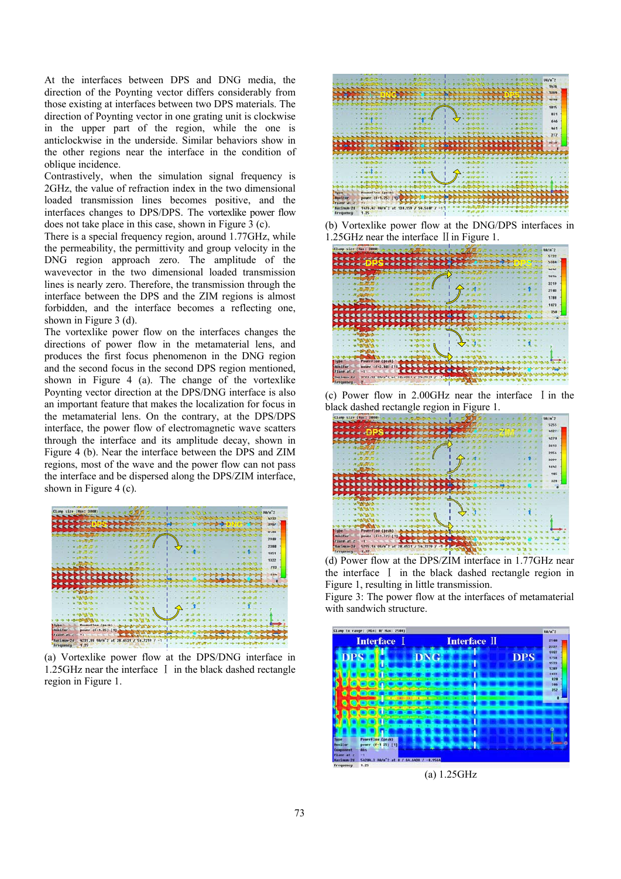At the interfaces between DPS and DNG media, the direction of the Poynting vector differs considerably from those existing at interfaces between two DPS materials. The direction of Poynting vector in one grating unit is clockwise in the upper part of the region, while the one is anticlockwise in the underside. Similar behaviors show in the other regions near the interface in the condition of oblique incidence.

Contrastively, when the simulation signal frequency is 2GHz, the value of refraction index in the two dimensional loaded transmission lines becomes positive, and the interfaces changes to DPS/DPS. The vortexlike power flow does not take place in this case, shown in Figure 3 (c).

There is a special frequency region, around 1.77GHz, while the permeability, the permittivity and group velocity in the DNG region approach zero. The amplitude of the wavevector in the two dimensional loaded transmission lines is nearly zero. Therefore, the transmission through the interface between the DPS and the ZIM regions is almost forbidden, and the interface becomes a reflecting one, shown in Figure 3 (d).

The vortexlike power flow on the interfaces changes the directions of power flow in the metamaterial lens, and produces the first focus phenomenon in the DNG region and the second focus in the second DPS region mentioned, shown in Figure 4 (a). The change of the vortexlike Poynting vector direction at the DPS/DNG interface is also an important feature that makes the localization for focus in the metamaterial lens. On the contrary, at the DPS/DPS interface, the power flow of electromagnetic wave scatters through the interface and its amplitude decay, shown in Figure 4 (b). Near the interface between the DPS and ZIM regions, most of the wave and the power flow can not pass the interface and be dispersed along the DPS/ZIM interface, shown in Figure 4 (c).

(a) Vortexlike power flow at the DPS/DNG interface in 1.25GHz near the interface Ⅰ in the black dashed rectangle region in Figure 1.

(b) Vortexlike power flow at the DNG/DPS interfaces in 1.25GHz near the interface Ⅱ in Figure 1.

(c) Power flow in 2.00GHz near the interface Ⅰ in the black dashed rectangle region in Figure 1.

(d) Power flow at the DPS/ZIM interface in 1.77GHz near the interface Ⅰ in the black dashed rectangle region in Figure 1, resulting in little transmission.

Figure 3: The power flow at the interfaces of metamaterial with sandwich structure.

(a) 1.25GHz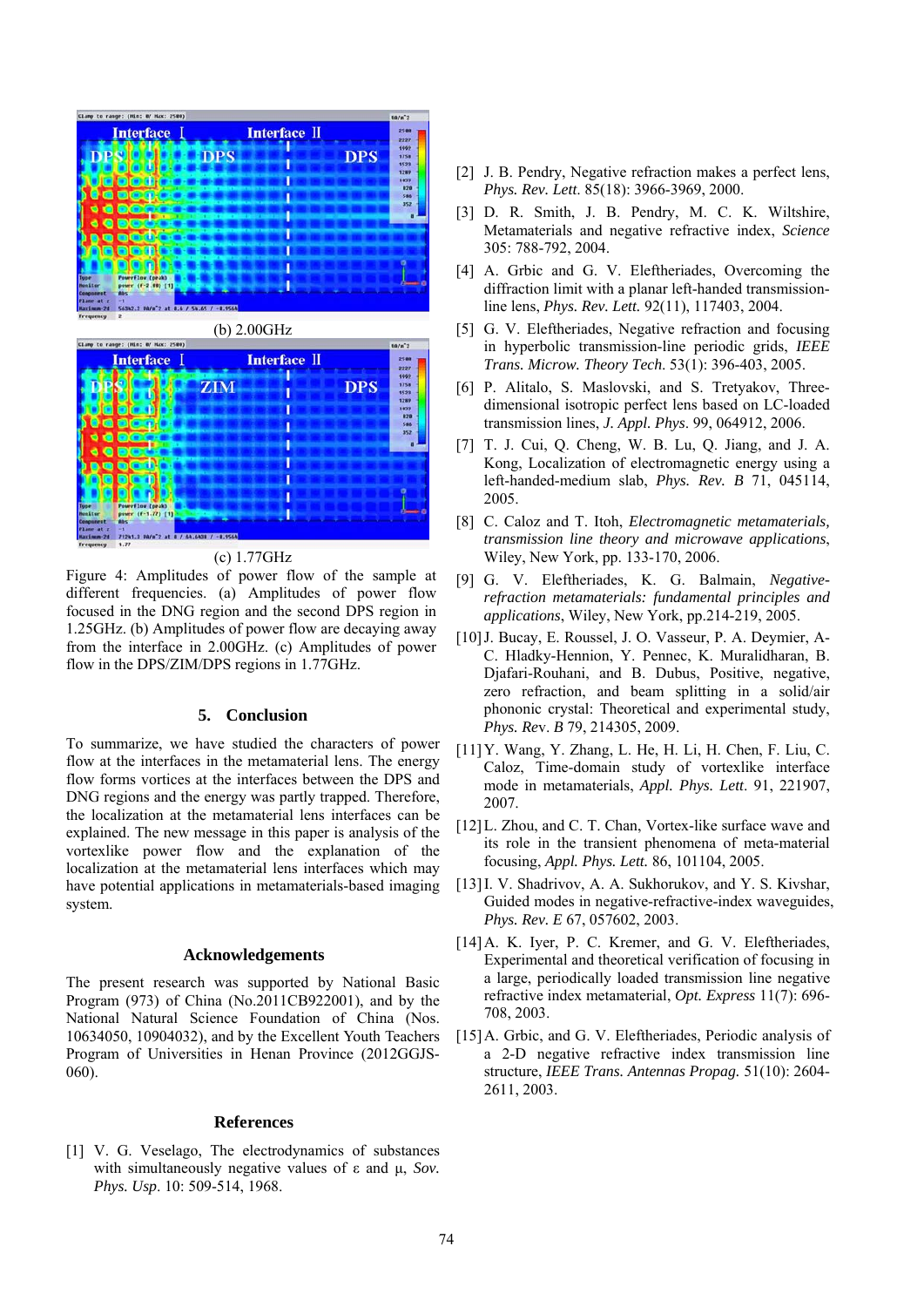Interface I

Interface II

DPS

DPS

DPS

(b) 2.00GHz

Interface I

Interface II

DPS

ZIM

DPS

(c) 1.77GHz

Figure 4: Amplitudes of power flow of the sample at different frequencies. (a) Amplitudes of power flow focused in the DNG region and the second DPS region in 1.25GHz. (b) Amplitudes of power flow are decaying away from the interface in 2.00GHz. (c) Amplitudes of power flow in the DPS/ZIM/DPS regions in 1.77GHz.

## 5. Conclusion

To summarize, we have studied the characters of power flow at the interfaces in the metamaterial lens. The energy flow forms vortices at the interfaces between the DPS and DNG regions and the energy was partly trapped. Therefore, the localization at the metamaterial lens interfaces can be explained. The new message in this paper is analysis of the vortexlike power flow and the explanation of the localization at the metamaterial lens interfaces which may have potential applications in metamaterials-based imaging system.

## Acknowledgements

The present research was supported by National Basic Program (973) of China (No.2011CB922001), and by the National Natural Science Foundation of China (Nos. 10634050, 10904032), and by the Excellent Youth Teachers Program of Universities in Henan Province (2012GGJS-060).

## References

[1] V. G. Veselago, The electrodynamics of substances with simultaneously negative values of ε and μ, *Sov. Phys. Usp*. 10: 509-514, 1968.

[2] J. B. Pendry, Negative refraction makes a perfect lens, *Phys. Rev. Lett.* 85(18): 3966-3969, 2000.

[3] D. R. Smith, J. B. Pendry, M. C. K. Wiltshire, Metamaterials and negative refractive index, *Science* 305: 788-792, 2004.

[4] A. Grbic and G. V. Eleftheriades, Overcoming the diffraction limit with a planar left-handed transmission-line lens, *Phys. Rev. Lett.* 92(11), 117403, 2004.

[5] G. V. Eleftheriades, Negative refraction and focusing in hyperbolic transmission-line periodic grids, *IEEE Trans. Microw. Theory Tech*. 53(1): 396-403, 2005.

[6] P. Alitalo, S. Maslovski, and S. Tretyakov, Three-dimensional isotropic perfect lens based on LC-loaded transmission lines, *J. Appl. Phys*. 99, 064912, 2006.

[7] T. J. Cui, Q. Cheng, W. B. Lu, Q. Jiang, and J. A. Kong, Localization of electromagnetic energy using a left-handed-medium slab, *Phys. Rev. B* 71, 045114, 2005.

[8] C. Caloz and T. Itoh, *Electromagnetic metamaterials, transmission line theory and microwave applications*, Wiley, New York, pp. 133-170, 2006.

[9] G. V. Eleftheriades, K. G. Balmain, *Negative-refraction metamaterials: fundamental principles and applications*, Wiley, New York, pp.214-219, 2005.

[10] J. Bucay, E. Roussel, J. O. Vasseur, P. A. Deymier, A-C. Hladky-Hennion, Y. Pennec, K. Muralidharan, B. Djafari-Rouhani, and B. Dubus, Positive, negative, zero refraction, and beam splitting in a solid/air phononic crystal: Theoretical and experimental study, *Phys. Rev. B* 79, 214305, 2009.

[11] Y. Wang, Y. Zhang, L. He, H. Li, H. Chen, F. Liu, C. Caloz, Time-domain study of vortexlike interface mode in metamaterials, *Appl. Phys. Lett*. 91, 221907, 2007.

[12] L. Zhou, and C. T. Chan, Vortex-like surface wave and its role in the transient phenomena of meta-material focusing, *Appl. Phys. Lett.* 86, 101104, 2005.

[13] I. V. Shadrivov, A. A. Sukhorukov, and Y. S. Kivshar, Guided modes in negative-refractive-index waveguides, *Phys. Rev. E* 67, 057602, 2003.

[14] A. K. Iyer, P. C. Kremer, and G. V. Eleftheriades, Experimental and theoretical verification of focusing in a large, periodically loaded transmission line negative refractive index metamaterial, *Opt. Express* 11(7): 696-708, 2003.

[15] A. Grbic, and G. V. Eleftheriades, Periodic analysis of a 2-D negative refractive index transmission line structure, *IEEE Trans. Antennas Propag.* 51(10): 2604-2611, 2003.